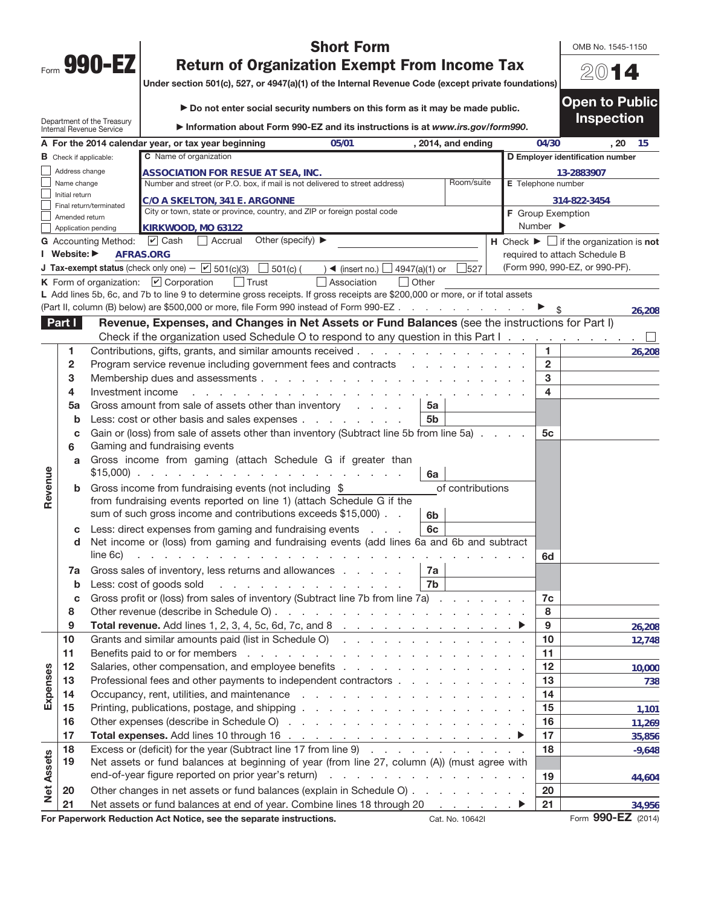Form **990-EZ**

# Short Form
# Return of Organization Exempt From Income Tax

Under section 501(c), 527, or 4947(a)(1) of the Internal Revenue Code (except private foundations)

▶ Do not enter social security numbers on this form as it may be made public.

▶ Information about Form 990-EZ and its instructions is at *www.irs.gov/form990*.

Department of the Treasury
Internal Revenue Service

OMB No. 1545-1150

**2014**

**Open to Public Inspection**

**A** For the 2014 calendar year, or tax year beginning 05/01 , 2014, and ending 04/30 , 20 15

**B** Check if applicable:
- ☐ Address change
- ☐ Name change
- ☐ Initial return
- ☐ Final return/terminated
- ☐ Amended return
- ☐ Application pending

**C** Name of organization: ASSOCIATION FOR RESUE AT SEA, INC.

Number and street (or P.O. box, if mail is not delivered to street address): C/O A SKELTON, 341 E. ARGONNE — Room/suite:

City or town, state or province, country, and ZIP or foreign postal code: KIRKWOOD, MO 63122

**D** Employer identification number: 13-2883907

**E** Telephone number: 314-822-3454

**F** Group Exemption Number ▶

**G** Accounting Method: ☑ Cash ☐ Accrual Other (specify) ▶

**H** Check ▶ ☐ if the organization is **not** required to attach Schedule B (Form 990, 990-EZ, or 990-PF).

**I** Website: ▶ AFRAS.ORG

**J** Tax-exempt status (check only one) — ☑ 501(c)(3) ☐ 501(c) ( ) ◀ (insert no.) ☐ 4947(a)(1) or ☐ 527

**K** Form of organization: ☑ Corporation ☐ Trust ☐ Association ☐ Other

**L** Add lines 5b, 6c, and 7b to line 9 to determine gross receipts. If gross receipts are $200,000 or more, or if total assets (Part II, column (B) below) are $500,000 or more, file Form 990 instead of Form 990-EZ . . . ▶ $ 26,208

## Part I — Revenue, Expenses, and Changes in Net Assets or Fund Balances (see the instructions for Part I)

Check if the organization used Schedule O to respond to any question in this Part I . . . ☐

| Section | Line | Description | Sub-line | Sub-amount | Line | Amount |
|---|---|---|---|---|---|---|
| Revenue | 1 | Contributions, gifts, grants, and similar amounts received | | | 1 | 26,208 |
| | 2 | Program service revenue including government fees and contracts | | | 2 | |
| | 3 | Membership dues and assessments | | | 3 | |
| | 4 | Investment income | | | 4 | |
| | 5a | Gross amount from sale of assets other than inventory | 5a | | | |
| | b | Less: cost or other basis and sales expenses | 5b | | | |
| | c | Gain or (loss) from sale of assets other than inventory (Subtract line 5b from line 5a) | | | 5c | |
| | 6 | Gaming and fundraising events | | | | |
| | a | Gross income from gaming (attach Schedule G if greater than $15,000) | 6a | | | |
| | b | Gross income from fundraising events (not including $ ____ of contributions from fundraising events reported on line 1) (attach Schedule G if the sum of such gross income and contributions exceeds $15,000) | 6b | | | |
| | c | Less: direct expenses from gaming and fundraising events | 6c | | | |
| | d | Net income or (loss) from gaming and fundraising events (add lines 6a and 6b and subtract line 6c) | | | 6d | |
| | 7a | Gross sales of inventory, less returns and allowances | 7a | | | |
| | b | Less: cost of goods sold | 7b | | | |
| | c | Gross profit or (loss) from sales of inventory (Subtract line 7b from line 7a) | | | 7c | |
| | 8 | Other revenue (describe in Schedule O) | | | 8 | |
| | 9 | **Total revenue.** Add lines 1, 2, 3, 4, 5c, 6d, 7c, and 8 ▶ | | | 9 | 26,208 |
| Expenses | 10 | Grants and similar amounts paid (list in Schedule O) | | | 10 | 12,748 |
| | 11 | Benefits paid to or for members | | | 11 | |
| | 12 | Salaries, other compensation, and employee benefits | | | 12 | 10,000 |
| | 13 | Professional fees and other payments to independent contractors | | | 13 | 738 |
| | 14 | Occupancy, rent, utilities, and maintenance | | | 14 | |
| | 15 | Printing, publications, postage, and shipping | | | 15 | 1,101 |
| | 16 | Other expenses (describe in Schedule O) | | | 16 | 11,269 |
| | 17 | **Total expenses.** Add lines 10 through 16 ▶ | | | 17 | 35,856 |
| Net Assets | 18 | Excess or (deficit) for the year (Subtract line 17 from line 9) | | | 18 | -9,648 |
| | 19 | Net assets or fund balances at beginning of year (from line 27, column (A)) (must agree with end-of-year figure reported on prior year's return) | | | 19 | 44,604 |
| | 20 | Other changes in net assets or fund balances (explain in Schedule O) | | | 20 | |
| | 21 | Net assets or fund balances at end of year. Combine lines 18 through 20 ▶ | | | 21 | 34,956 |

**For Paperwork Reduction Act Notice, see the separate instructions.** Cat. No. 10642I Form **990-EZ** (2014)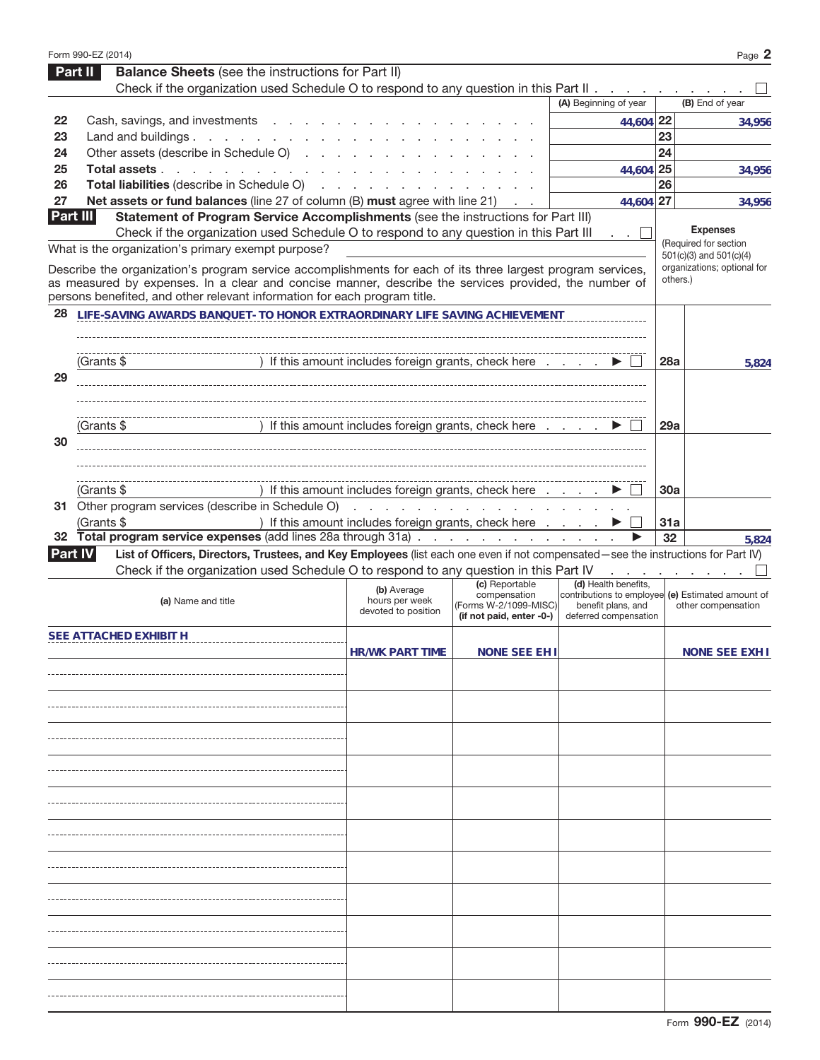Form 990-EZ (2014)

## Part II Balance Sheets (see the instructions for Part II)

Check if the organization used Schedule O to respond to any question in this Part II . . . ☐

| | | (A) Beginning of year | | (B) End of year |
|---|---|---|---|---|
| 22 | Cash, savings, and investments | 44,604 | 22 | 34,956 |
| 23 | Land and buildings | | 23 | |
| 24 | Other assets (describe in Schedule O) | | 24 | |
| 25 | **Total assets** | 44,604 | 25 | 34,956 |
| 26 | **Total liabilities** (describe in Schedule O) | | 26 | |
| 27 | **Net assets or fund balances** (line 27 of column (B) **must** agree with line 21) | 44,604 | 27 | 34,956 |

## Part III Statement of Program Service Accomplishments (see the instructions for Part III)

Check if the organization used Schedule O to respond to any question in this Part III . . ☐

What is the organization's primary exempt purpose?

Describe the organization's program service accomplishments for each of its three largest program services, as measured by expenses. In a clear and concise manner, describe the services provided, the number of persons benefited, and other relevant information for each program title.

**Expenses** (Required for section 501(c)(3) and 501(c)(4) organizations; optional for others.)

| | | | Expenses |
|---|---|---|---|
| 28 | LIFE-SAVING AWARDS BANQUET- TO HONOR EXTRAORDINARY LIFE SAVING ACHIEVEMENT (Grants $ ) If this amount includes foreign grants, check here ▶ ☐ | 28a | 5,824 |
| 29 | (Grants $ ) If this amount includes foreign grants, check here ▶ ☐ | 29a | |
| 30 | (Grants $ ) If this amount includes foreign grants, check here ▶ ☐ | 30a | |
| 31 | Other program services (describe in Schedule O) (Grants $ ) If this amount includes foreign grants, check here ▶ ☐ | 31a | |
| 32 | **Total program service expenses** (add lines 28a through 31a) ▶ | 32 | 5,824 |

## Part IV List of Officers, Directors, Trustees, and Key Employees (list each one even if not compensated—see the instructions for Part IV)

Check if the organization used Schedule O to respond to any question in this Part IV . . ☐

| (a) Name and title | (b) Average hours per week devoted to position | (c) Reportable compensation (Forms W-2/1099-MISC) (if not paid, enter -0-) | (d) Health benefits, contributions to employee benefit plans, and deferred compensation | (e) Estimated amount of other compensation |
|---|---|---|---|---|
| SEE ATTACHED EXHIBIT H | HR/WK PART TIME | NONE SEE EH I | | NONE SEE EXH I |

Form **990-EZ** (2014)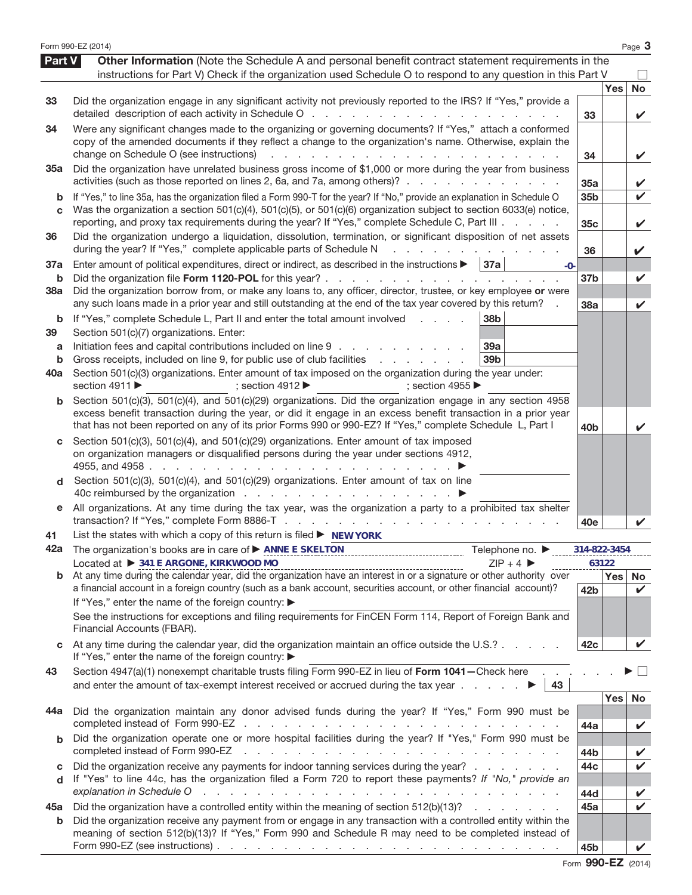Form 990-EZ (2014)

## Part V — Other Information (Note the Schedule A and personal benefit contract statement requirements in the instructions for Part V) Check if the organization used Schedule O to respond to any question in this Part V ☐

| | | | Yes | No |
|---|---|---|---|---|
| 33 | Did the organization engage in any significant activity not previously reported to the IRS? If "Yes," provide a detailed description of each activity in Schedule O | 33 | | ✔ |
| 34 | Were any significant changes made to the organizing or governing documents? If "Yes," attach a conformed copy of the amended documents if they reflect a change to the organization's name. Otherwise, explain the change on Schedule O (see instructions) | 34 | | ✔ |
| 35a | Did the organization have unrelated business gross income of $1,000 or more during the year from business activities (such as those reported on lines 2, 6a, and 7a, among others)? | 35a | | ✔ |
| b | If "Yes," to line 35a, has the organization filed a Form 990-T for the year? If "No," provide an explanation in Schedule O | 35b | | ✔ |
| c | Was the organization a section 501(c)(4), 501(c)(5), or 501(c)(6) organization subject to section 6033(e) notice, reporting, and proxy tax requirements during the year? If "Yes," complete Schedule C, Part III | 35c | | ✔ |
| 36 | Did the organization undergo a liquidation, dissolution, termination, or significant disposition of net assets during the year? If "Yes," complete applicable parts of Schedule N | 36 | | ✔ |
| 37a | Enter amount of political expenditures, direct or indirect, as described in the instructions ▶ 37a -0- | | | |
| b | Did the organization file **Form 1120-POL** for this year? | 37b | | ✔ |
| 38a | Did the organization borrow from, or make any loans to, any officer, director, trustee, or key employee **or** were any such loans made in a prior year and still outstanding at the end of the tax year covered by this return? | 38a | | ✔ |
| b | If "Yes," complete Schedule L, Part II and enter the total amount involved ... 38b | | | |
| 39 | Section 501(c)(7) organizations. Enter: | | | |
| a | Initiation fees and capital contributions included on line 9 ... 39a | | | |
| b | Gross receipts, included on line 9, for public use of club facilities ... 39b | | | |
| 40a | Section 501(c)(3) organizations. Enter amount of tax imposed on the organization during the year under: section 4911 ▶ ; section 4912 ▶ ; section 4955 ▶ | | | |
| b | Section 501(c)(3), 501(c)(4), and 501(c)(29) organizations. Did the organization engage in any section 4958 excess benefit transaction during the year, or did it engage in an excess benefit transaction in a prior year that has not been reported on any of its prior Forms 990 or 990-EZ? If "Yes," complete Schedule L, Part I | 40b | | ✔ |
| c | Section 501(c)(3), 501(c)(4), and 501(c)(29) organizations. Enter amount of tax imposed on organization managers or disqualified persons during the year under sections 4912, 4955, and 4958 ▶ | | | |
| d | Section 501(c)(3), 501(c)(4), and 501(c)(29) organizations. Enter amount of tax on line 40c reimbursed by the organization ▶ | | | |
| e | All organizations. At any time during the tax year, was the organization a party to a prohibited tax shelter transaction? If "Yes," complete Form 8886-T | 40e | | ✔ |

41 List the states with which a copy of this return is filed ▶ NEW YORK

42a The organization's books are in care of ▶ ANNE E SKELTON Telephone no. ▶ 314-822-3454
Located at ▶ 341 E ARGONE, KIRKWOOD MO ZIP + 4 ▶ 63122

| | | | Yes | No |
|---|---|---|---|---|
| b | At any time during the calendar year, did the organization have an interest in or a signature or other authority over a financial account in a foreign country (such as a bank account, securities account, or other financial account)? If "Yes," enter the name of the foreign country: ▶ See the instructions for exceptions and filing requirements for FinCEN Form 114, Report of Foreign Bank and Financial Accounts (FBAR). | 42b | | ✔ |
| c | At any time during the calendar year, did the organization maintain an office outside the U.S.? If "Yes," enter the name of the foreign country: ▶ | 42c | | ✔ |

43 Section 4947(a)(1) nonexempt charitable trusts filing Form 990-EZ in lieu of **Form 1041**—Check here ▶ ☐
and enter the amount of tax-exempt interest received or accrued during the tax year ▶ 43

| | | | Yes | No |
|---|---|---|---|---|
| 44a | Did the organization maintain any donor advised funds during the year? If "Yes," Form 990 must be completed instead of Form 990-EZ | 44a | | ✔ |
| b | Did the organization operate one or more hospital facilities during the year? If "Yes," Form 990 must be completed instead of Form 990-EZ | 44b | | ✔ |
| c | Did the organization receive any payments for indoor tanning services during the year? | 44c | | ✔ |
| d | If "Yes" to line 44c, has the organization filed a Form 720 to report these payments? *If "No," provide an explanation in Schedule O* | 44d | | ✔ |
| 45a | Did the organization have a controlled entity within the meaning of section 512(b)(13)? | 45a | | ✔ |
| b | Did the organization receive any payment from or engage in any transaction with a controlled entity within the meaning of section 512(b)(13)? If "Yes," Form 990 and Schedule R may need to be completed instead of Form 990-EZ (see instructions) | 45b | | ✔ |

Form **990-EZ** (2014)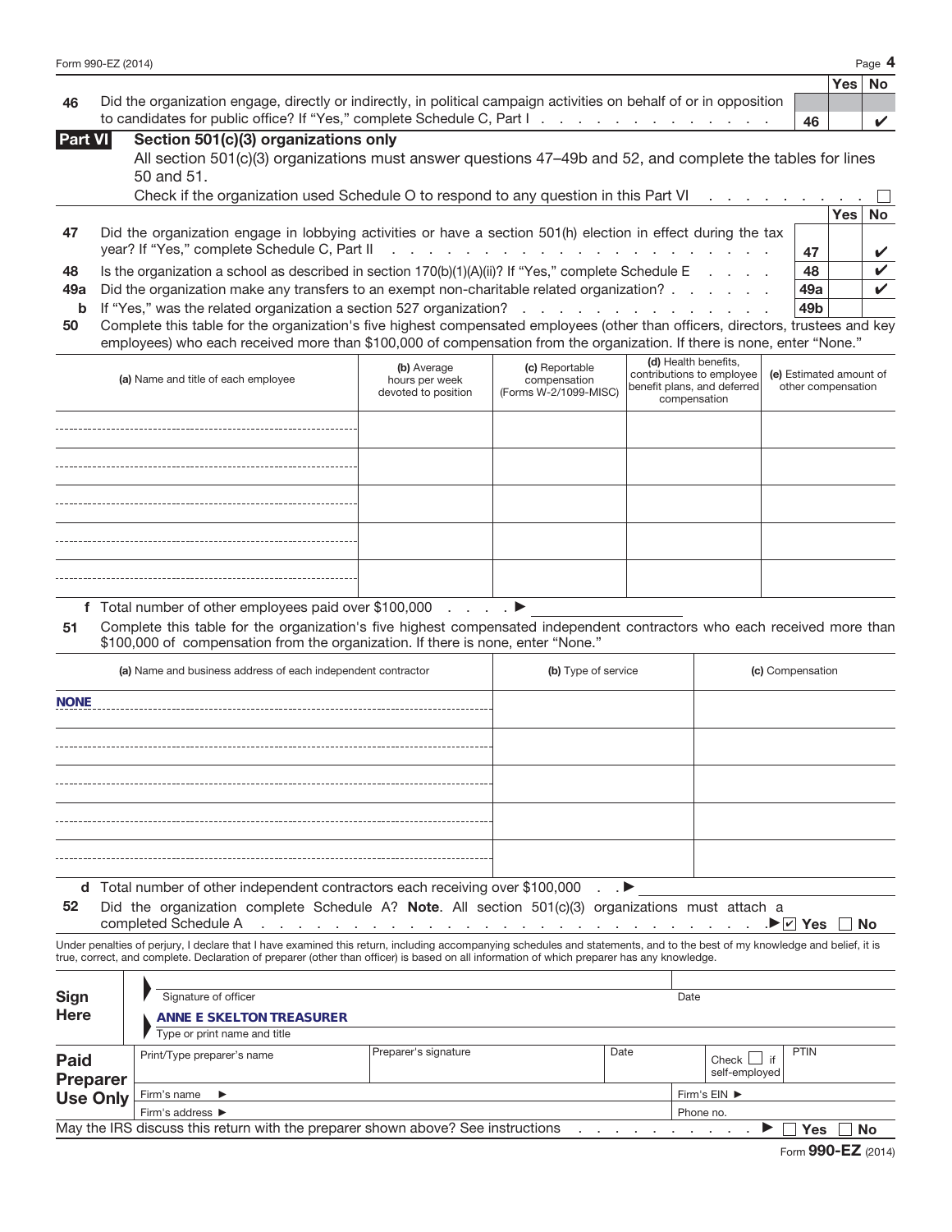Form 990-EZ (2014)

| | | | Yes | No |
|---|---|---|---|---|
| 46 | Did the organization engage, directly or indirectly, in political campaign activities on behalf of or in opposition to candidates for public office? If "Yes," complete Schedule C, Part I | 46 | | ✔ |

## Part VI Section 501(c)(3) organizations only

All section 501(c)(3) organizations must answer questions 47–49b and 52, and complete the tables for lines 50 and 51.

Check if the organization used Schedule O to respond to any question in this Part VI ☐

| | | | Yes | No |
|---|---|---|---|---|
| 47 | Did the organization engage in lobbying activities or have a section 501(h) election in effect during the tax year? If "Yes," complete Schedule C, Part II | 47 | | ✔ |
| 48 | Is the organization a school as described in section 170(b)(1)(A)(ii)? If "Yes," complete Schedule E | 48 | | ✔ |
| 49a | Did the organization make any transfers to an exempt non-charitable related organization? | 49a | | ✔ |
| b | If "Yes," was the related organization a section 527 organization? | 49b | | |

**50** Complete this table for the organization's five highest compensated employees (other than officers, directors, trustees and key employees) who each received more than $100,000 of compensation from the organization. If there is none, enter "None."

| (a) Name and title of each employee | (b) Average hours per week devoted to position | (c) Reportable compensation (Forms W-2/1099-MISC) | (d) Health benefits, contributions to employee benefit plans, and deferred compensation | (e) Estimated amount of other compensation |
|---|---|---|---|---|
| | | | | |
| | | | | |
| | | | | |
| | | | | |
| | | | | |

**f** Total number of other employees paid over $100,000 ▶

**51** Complete this table for the organization's five highest compensated independent contractors who each received more than $100,000 of compensation from the organization. If there is none, enter "None."

| (a) Name and business address of each independent contractor | (b) Type of service | (c) Compensation |
|---|---|---|
| NONE | | |
| | | |
| | | |
| | | |
| | | |

**d** Total number of other independent contractors each receiving over $100,000 ▶

**52** Did the organization complete Schedule A? **Note.** All section 501(c)(3) organizations must attach a completed Schedule A ▶ ☑ Yes ☐ No

Under penalties of perjury, I declare that I have examined this return, including accompanying schedules and statements, and to the best of my knowledge and belief, it is true, correct, and complete. Declaration of preparer (other than officer) is based on all information of which preparer has any knowledge.

**Sign Here**

Signature of officer | Date

ANNE E SKELTON TREASURER

Type or print name and title

**Paid Preparer Use Only**

| Print/Type preparer's name | Preparer's signature | Date | Check ☐ if self-employed | PTIN |
|---|---|---|---|---|
| | | | | |

Firm's name ▶ | Firm's EIN ▶

Firm's address ▶ | Phone no.

May the IRS discuss this return with the preparer shown above? See instructions ▶ ☐ Yes ☐ No

Form **990-EZ** (2014)